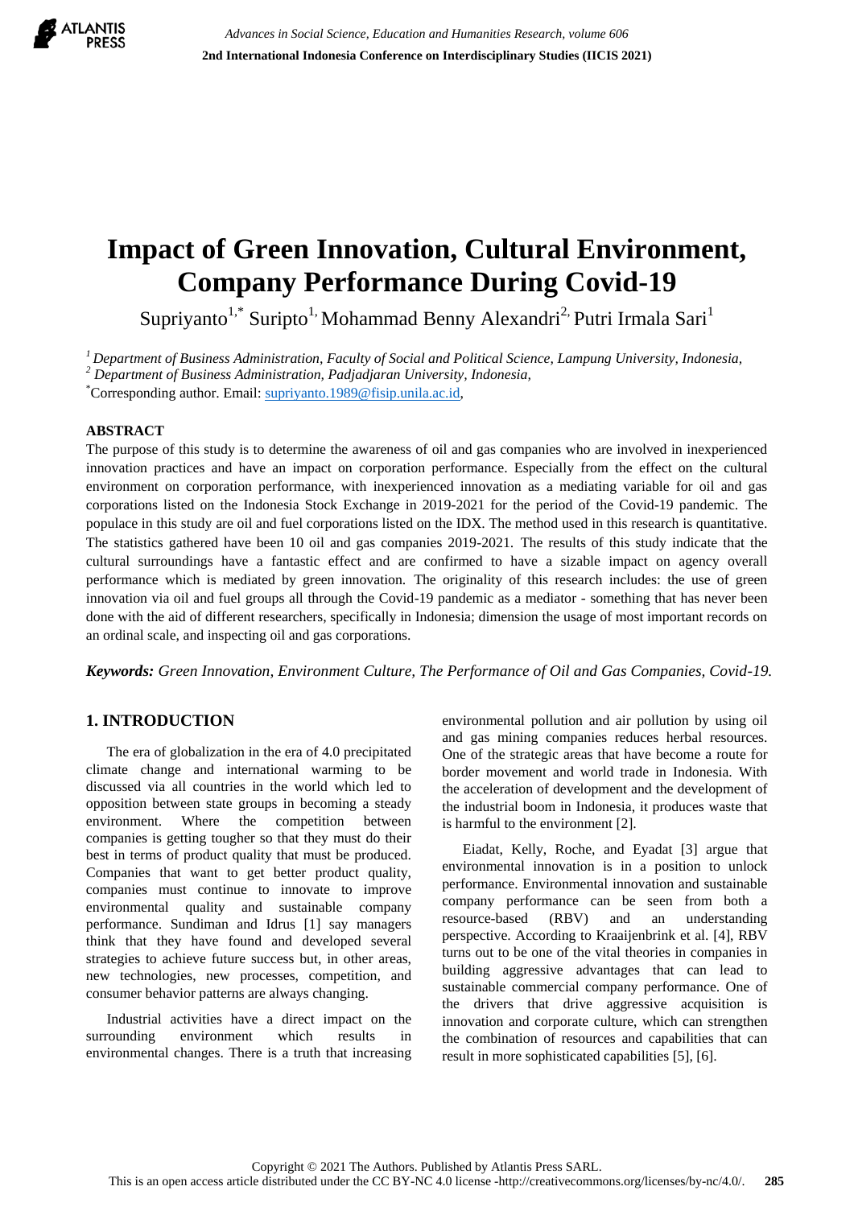# Impact of Green Innovation, Cultural Environment, Company Performance During Covid-19

Supriyanto[1,*] Suripto[1,] Mohammad Benny Alexandri[2,] Putri Irmala Sari[1]

[1] *Department of Business Administration, Faculty of Social and Political Science, Lampung University, Indonesia,*
[2] *Department of Business Administration, Padjadjaran University, Indonesia,*
[*]Corresponding author. Email: supriyanto.1989@fisip.unila.ac.id,

## ABSTRACT

The purpose of this study is to determine the awareness of oil and gas companies who are involved in inexperienced innovation practices and have an impact on corporation performance. Especially from the effect on the cultural environment on corporation performance, with inexperienced innovation as a mediating variable for oil and gas corporations listed on the Indonesia Stock Exchange in 2019-2021 for the period of the Covid-19 pandemic. The populace in this study are oil and fuel corporations listed on the IDX. The method used in this research is quantitative. The statistics gathered have been 10 oil and gas companies 2019-2021. The results of this study indicate that the cultural surroundings have a fantastic effect and are confirmed to have a sizable impact on agency overall performance which is mediated by green innovation. The originality of this research includes: the use of green innovation via oil and fuel groups all through the Covid-19 pandemic as a mediator - something that has never been done with the aid of different researchers, specifically in Indonesia; dimension the usage of most important records on an ordinal scale, and inspecting oil and gas corporations.

***Keywords:*** *Green Innovation, Environment Culture, The Performance of Oil and Gas Companies, Covid-19.*

## 1. INTRODUCTION

The era of globalization in the era of 4.0 precipitated climate change and international warming to be discussed via all countries in the world which led to opposition between state groups in becoming a steady environment. Where the competition between companies is getting tougher so that they must do their best in terms of product quality that must be produced. Companies that want to get better product quality, companies must continue to innovate to improve environmental quality and sustainable company performance. Sundiman and Idrus [1] say managers think that they have found and developed several strategies to achieve future success but, in other areas, new technologies, new processes, competition, and consumer behavior patterns are always changing.

Industrial activities have a direct impact on the surrounding environment which results in environmental changes. There is a truth that increasing environmental pollution and air pollution by using oil and gas mining companies reduces herbal resources. One of the strategic areas that have become a route for border movement and world trade in Indonesia. With the acceleration of development and the development of the industrial boom in Indonesia, it produces waste that is harmful to the environment [2].

Eiadat, Kelly, Roche, and Eyadat [3] argue that environmental innovation is in a position to unlock performance. Environmental innovation and sustainable company performance can be seen from both a resource-based (RBV) and an understanding perspective. According to Kraaijenbrink et al. [4], RBV turns out to be one of the vital theories in companies in building aggressive advantages that can lead to sustainable commercial company performance. One of the drivers that drive aggressive acquisition is innovation and corporate culture, which can strengthen the combination of resources and capabilities that can result in more sophisticated capabilities [5], [6].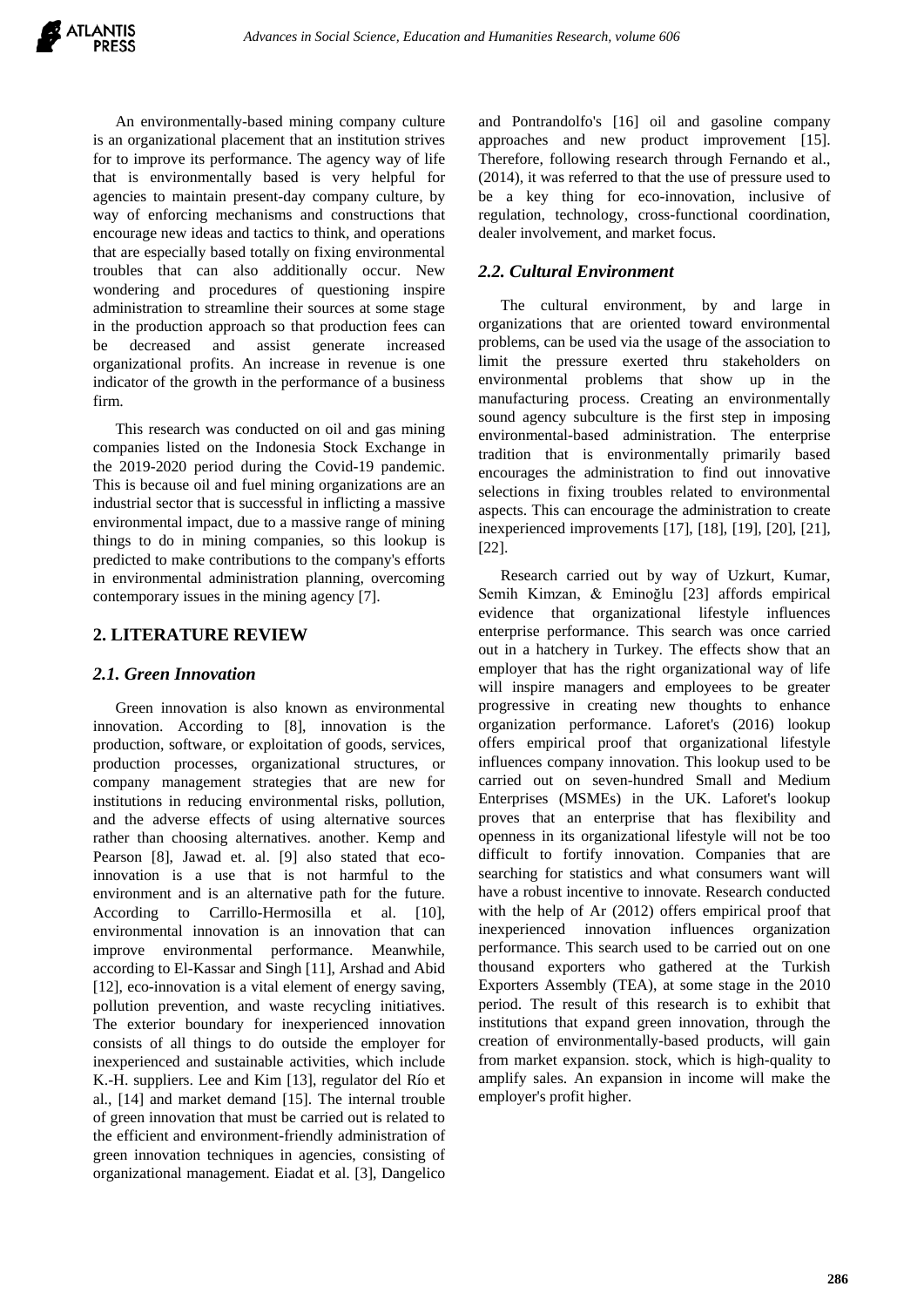An environmentally-based mining company culture is an organizational placement that an institution strives for to improve its performance. The agency way of life that is environmentally based is very helpful for agencies to maintain present-day company culture, by way of enforcing mechanisms and constructions that encourage new ideas and tactics to think, and operations that are especially based totally on fixing environmental troubles that can also additionally occur. New wondering and procedures of questioning inspire administration to streamline their sources at some stage in the production approach so that production fees can be decreased and assist generate increased organizational profits. An increase in revenue is one indicator of the growth in the performance of a business firm.

This research was conducted on oil and gas mining companies listed on the Indonesia Stock Exchange in the 2019-2020 period during the Covid-19 pandemic. This is because oil and fuel mining organizations are an industrial sector that is successful in inflicting a massive environmental impact, due to a massive range of mining things to do in mining companies, so this lookup is predicted to make contributions to the company's efforts in environmental administration planning, overcoming contemporary issues in the mining agency [7].

## 2. LITERATURE REVIEW

### *2.1. Green Innovation*

Green innovation is also known as environmental innovation. According to [8], innovation is the production, software, or exploitation of goods, services, production processes, organizational structures, or company management strategies that are new for institutions in reducing environmental risks, pollution, and the adverse effects of using alternative sources rather than choosing alternatives. another. Kemp and Pearson [8], Jawad et. al. [9] also stated that eco-innovation is a use that is not harmful to the environment and is an alternative path for the future. According to Carrillo-Hermosilla et al. [10], environmental innovation is an innovation that can improve environmental performance. Meanwhile, according to El-Kassar and Singh [11], Arshad and Abid [12], eco-innovation is a vital element of energy saving, pollution prevention, and waste recycling initiatives. The exterior boundary for inexperienced innovation consists of all things to do outside the employer for inexperienced and sustainable activities, which include K.-H. suppliers. Lee and Kim [13], regulator del Río et al., [14] and market demand [15]. The internal trouble of green innovation that must be carried out is related to the efficient and environment-friendly administration of green innovation techniques in agencies, consisting of organizational management. Eiadat et al. [3], Dangelico and Pontrandolfo's [16] oil and gasoline company approaches and new product improvement [15]. Therefore, following research through Fernando et al., (2014), it was referred to that the use of pressure used to be a key thing for eco-innovation, inclusive of regulation, technology, cross-functional coordination, dealer involvement, and market focus.

### *2.2. Cultural Environment*

The cultural environment, by and large in organizations that are oriented toward environmental problems, can be used via the usage of the association to limit the pressure exerted thru stakeholders on environmental problems that show up in the manufacturing process. Creating an environmentally sound agency subculture is the first step in imposing environmental-based administration. The enterprise tradition that is environmentally primarily based encourages the administration to find out innovative selections in fixing troubles related to environmental aspects. This can encourage the administration to create inexperienced improvements [17], [18], [19], [20], [21], [22].

Research carried out by way of Uzkurt, Kumar, Semih Kimzan, & Eminoğlu [23] affords empirical evidence that organizational lifestyle influences enterprise performance. This search was once carried out in a hatchery in Turkey. The effects show that an employer that has the right organizational way of life will inspire managers and employees to be greater progressive in creating new thoughts to enhance organization performance. Laforet's (2016) lookup offers empirical proof that organizational lifestyle influences company innovation. This lookup used to be carried out on seven-hundred Small and Medium Enterprises (MSMEs) in the UK. Laforet's lookup proves that an enterprise that has flexibility and openness in its organizational lifestyle will not be too difficult to fortify innovation. Companies that are searching for statistics and what consumers want will have a robust incentive to innovate. Research conducted with the help of Ar (2012) offers empirical proof that inexperienced innovation influences organization performance. This search used to be carried out on one thousand exporters who gathered at the Turkish Exporters Assembly (TEA), at some stage in the 2010 period. The result of this research is to exhibit that institutions that expand green innovation, through the creation of environmentally-based products, will gain from market expansion. stock, which is high-quality to amplify sales. An expansion in income will make the employer's profit higher.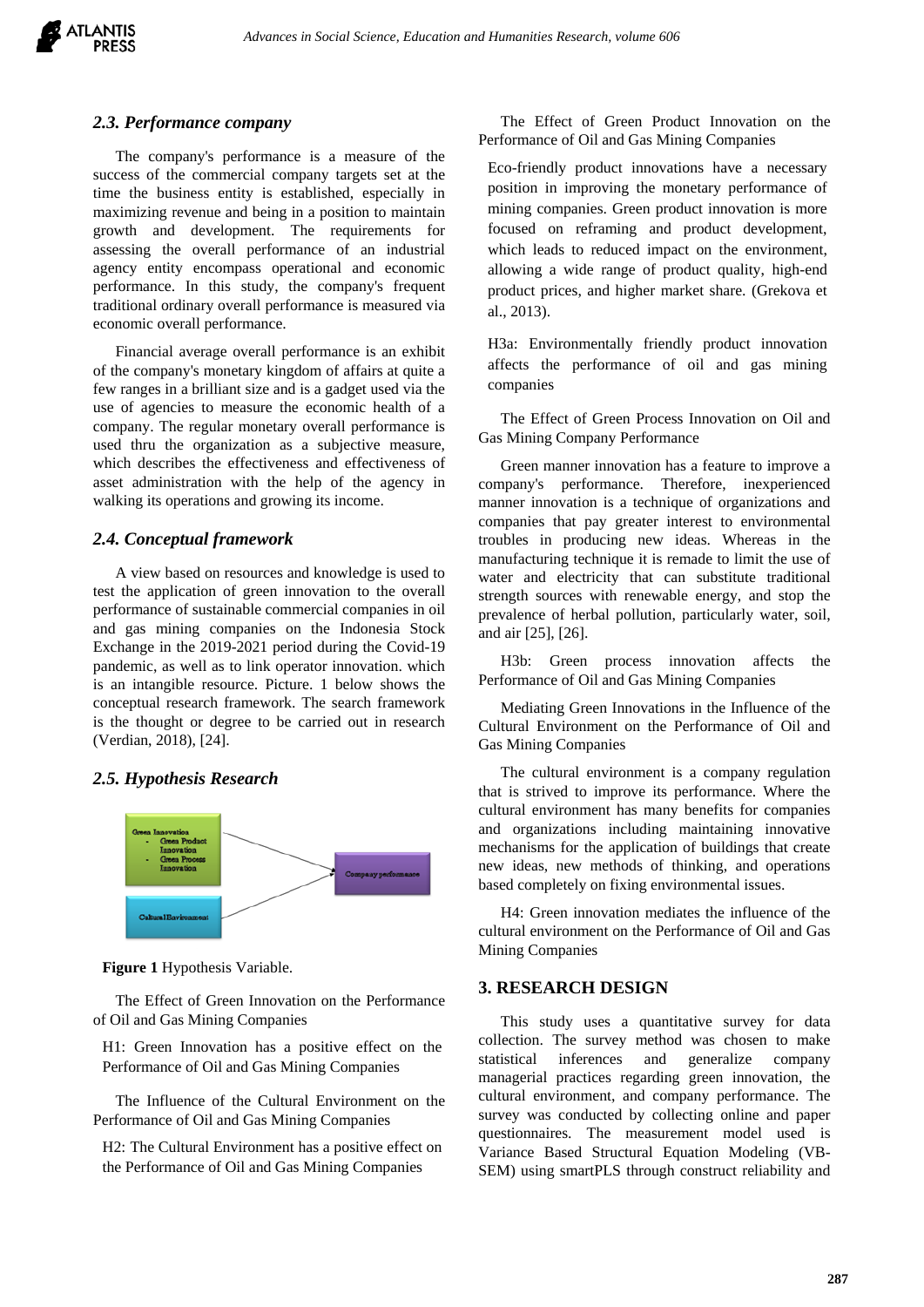### *2.3. Performance company*

The company's performance is a measure of the success of the commercial company targets set at the time the business entity is established, especially in maximizing revenue and being in a position to maintain growth and development. The requirements for assessing the overall performance of an industrial agency entity encompass operational and economic performance. In this study, the company's frequent traditional ordinary overall performance is measured via economic overall performance.

Financial average overall performance is an exhibit of the company's monetary kingdom of affairs at quite a few ranges in a brilliant size and is a gadget used via the use of agencies to measure the economic health of a company. The regular monetary overall performance is used thru the organization as a subjective measure, which describes the effectiveness and effectiveness of asset administration with the help of the agency in walking its operations and growing its income.

### *2.4. Conceptual framework*

A view based on resources and knowledge is used to test the application of green innovation to the overall performance of sustainable commercial companies in oil and gas mining companies on the Indonesia Stock Exchange in the 2019-2021 period during the Covid-19 pandemic, as well as to link operator innovation. which is an intangible resource. Picture. 1 below shows the conceptual research framework. The search framework is the thought or degree to be carried out in research (Verdian, 2018), [24].

### *2.5. Hypothesis Research*

Green Innovation
- Green Product Innovation
- Green Process Innovation

Cultural Environment

Company performance

**Figure 1** Hypothesis Variable.

The Effect of Green Innovation on the Performance of Oil and Gas Mining Companies

H1: Green Innovation has a positive effect on the Performance of Oil and Gas Mining Companies

The Influence of the Cultural Environment on the Performance of Oil and Gas Mining Companies

H2: The Cultural Environment has a positive effect on the Performance of Oil and Gas Mining Companies

The Effect of Green Product Innovation on the Performance of Oil and Gas Mining Companies

Eco-friendly product innovations have a necessary position in improving the monetary performance of mining companies. Green product innovation is more focused on reframing and product development, which leads to reduced impact on the environment, allowing a wide range of product quality, high-end product prices, and higher market share. (Grekova et al., 2013).

H3a: Environmentally friendly product innovation affects the performance of oil and gas mining companies

The Effect of Green Process Innovation on Oil and Gas Mining Company Performance

Green manner innovation has a feature to improve a company's performance. Therefore, inexperienced manner innovation is a technique of organizations and companies that pay greater interest to environmental troubles in producing new ideas. Whereas in the manufacturing technique it is remade to limit the use of water and electricity that can substitute traditional strength sources with renewable energy, and stop the prevalence of herbal pollution, particularly water, soil, and air [25], [26].

H3b: Green process innovation affects the Performance of Oil and Gas Mining Companies

Mediating Green Innovations in the Influence of the Cultural Environment on the Performance of Oil and Gas Mining Companies

The cultural environment is a company regulation that is strived to improve its performance. Where the cultural environment has many benefits for companies and organizations including maintaining innovative mechanisms for the application of buildings that create new ideas, new methods of thinking, and operations based completely on fixing environmental issues.

H4: Green innovation mediates the influence of the cultural environment on the Performance of Oil and Gas Mining Companies

## 3. RESEARCH DESIGN

This study uses a quantitative survey for data collection. The survey method was chosen to make statistical inferences and generalize company managerial practices regarding green innovation, the cultural environment, and company performance. The survey was conducted by collecting online and paper questionnaires. The measurement model used is Variance Based Structural Equation Modeling (VB-SEM) using smartPLS through construct reliability and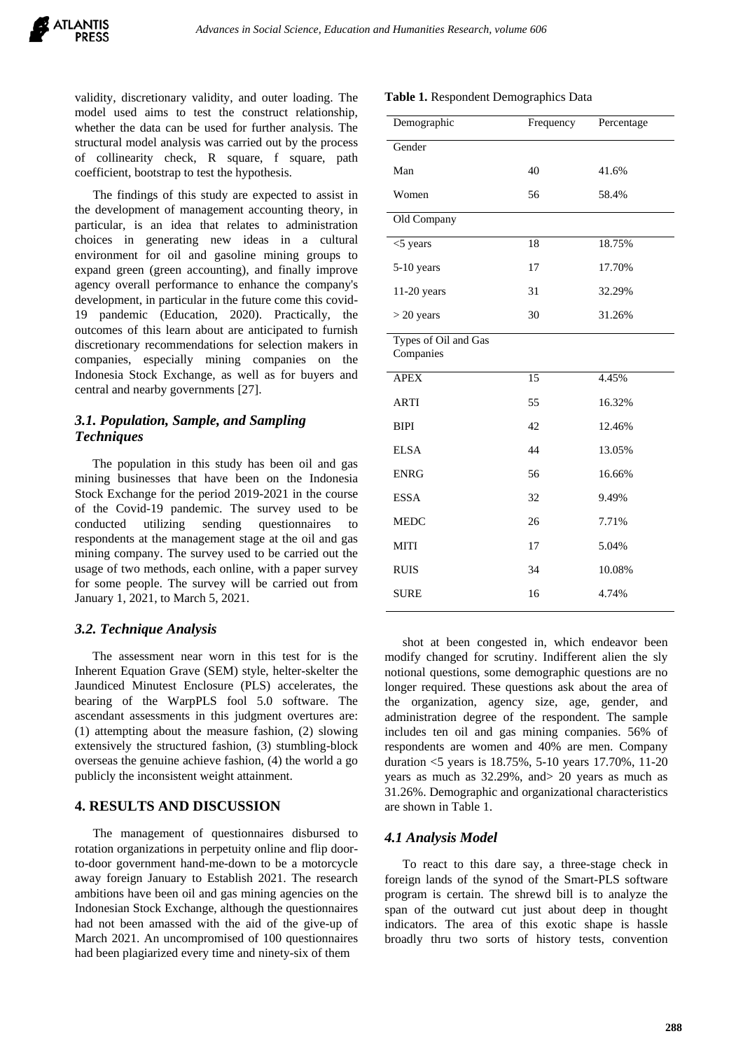validity, discretionary validity, and outer loading. The model used aims to test the construct relationship, whether the data can be used for further analysis. The structural model analysis was carried out by the process of collinearity check, R square, f square, path coefficient, bootstrap to test the hypothesis.

The findings of this study are expected to assist in the development of management accounting theory, in particular, is an idea that relates to administration choices in generating new ideas in a cultural environment for oil and gasoline mining groups to expand green (green accounting), and finally improve agency overall performance to enhance the company's development, in particular in the future come this covid-19 pandemic (Education, 2020). Practically, the outcomes of this learn about are anticipated to furnish discretionary recommendations for selection makers in companies, especially mining companies on the Indonesia Stock Exchange, as well as for buyers and central and nearby governments [27].

### *3.1. Population, Sample, and Sampling Techniques*

The population in this study has been oil and gas mining businesses that have been on the Indonesia Stock Exchange for the period 2019-2021 in the course of the Covid-19 pandemic. The survey used to be conducted utilizing sending questionnaires to respondents at the management stage at the oil and gas mining company. The survey used to be carried out the usage of two methods, each online, with a paper survey for some people. The survey will be carried out from January 1, 2021, to March 5, 2021.

### *3.2. Technique Analysis*

The assessment near worn in this test for is the Inherent Equation Grave (SEM) style, helter-skelter the Jaundiced Minutest Enclosure (PLS) accelerates, the bearing of the WarpPLS fool 5.0 software. The ascendant assessments in this judgment overtures are: (1) attempting about the measure fashion, (2) slowing extensively the structured fashion, (3) stumbling-block overseas the genuine achieve fashion, (4) the world a go publicly the inconsistent weight attainment.

## 4. RESULTS AND DISCUSSION

The management of questionnaires disbursed to rotation organizations in perpetuity online and flip door-to-door government hand-me-down to be a moratorium away foreign January to Establish 2021. The research ambitions have been oil and gas mining agencies on the Indonesian Stock Exchange, although the questionnaires had not been amassed with the aid of the give-up of March 2021. An uncompromised of 100 questionnaires had been plagiarized every time and ninety-six of them

**Table 1.** Respondent Demographics Data

| Demographic | Frequency | Percentage |
|---|---|---|
| Gender | | |
| Man | 40 | 41.6% |
| Women | 56 | 58.4% |
| Old Company | | |
| <5 years | 18 | 18.75% |
| 5-10 years | 17 | 17.70% |
| 11-20 years | 31 | 32.29% |
| > 20 years | 30 | 31.26% |
| Types of Oil and Gas Companies | | |
| APEX | 15 | 4.45% |
| ARTI | 55 | 16.32% |
| BIPI | 42 | 12.46% |
| ELSA | 44 | 13.05% |
| ENRG | 56 | 16.66% |
| ESSA | 32 | 9.49% |
| MEDC | 26 | 7.71% |
| MITI | 17 | 5.04% |
| RUIS | 34 | 10.08% |
| SURE | 16 | 4.74% |

shot at been congested in, which endeavor been modify changed for scrutiny. Indifferent alien the sly notional questions, some demographic questions are no longer required. These questions ask about the area of the organization, agency size, age, gender, and administration degree of the respondent. The sample includes ten oil and gas mining companies. 56% of respondents are women and 40% are men. Company duration <5 years is 18.75%, 5-10 years 17.70%, 11-20 years as much as 32.29%, and> 20 years as much as 31.26%. Demographic and organizational characteristics are shown in Table 1.

### *4.1 Analysis Model*

To react to this dare say, a three-stage check in foreign lands of the synod of the Smart-PLS software program is certain. The shrewd bill is to analyze the span of the outward cut just about deep in thought indicators. The area of this exotic shape is hassle broadly thru two sorts of history tests, convention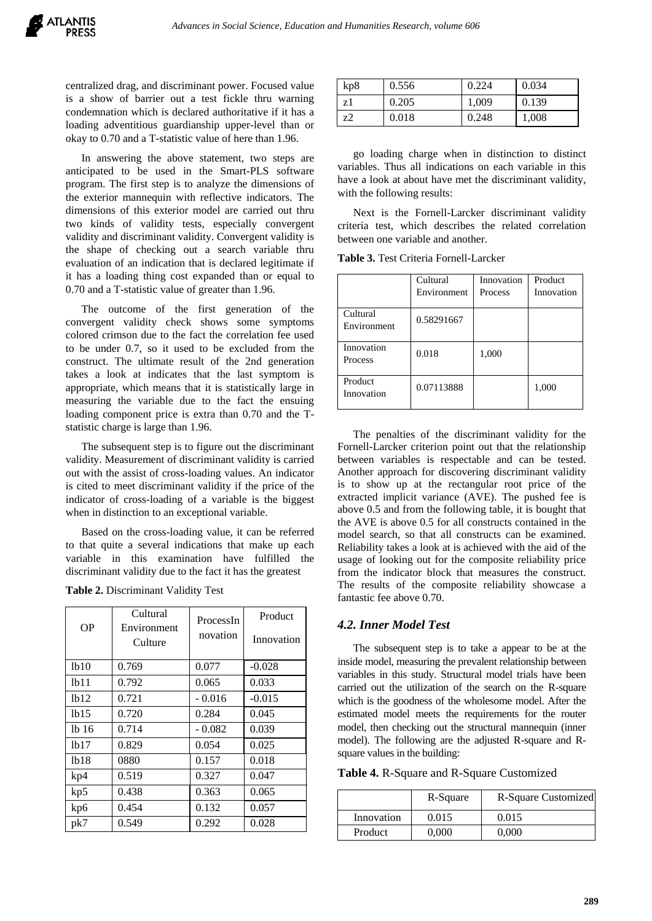centralized drag, and discriminant power. Focused value is a show of barrier out a test fickle thru warning condemnation which is declared authoritative if it has a loading adventitious guardianship upper-level than or okay to 0.70 and a T-statistic value of here than 1.96.

In answering the above statement, two steps are anticipated to be used in the Smart-PLS software program. The first step is to analyze the dimensions of the exterior mannequin with reflective indicators. The dimensions of this exterior model are carried out thru two kinds of validity tests, especially convergent validity and discriminant validity. Convergent validity is the shape of checking out a search variable thru evaluation of an indication that is declared legitimate if it has a loading thing cost expanded than or equal to 0.70 and a T-statistic value of greater than 1.96.

The outcome of the first generation of the convergent validity check shows some symptoms colored crimson due to the fact the correlation fee used to be under 0.7, so it used to be excluded from the construct. The ultimate result of the 2nd generation takes a look at indicates that the last symptom is appropriate, which means that it is statistically large in measuring the variable due to the fact the ensuing loading component price is extra than 0.70 and the T-statistic charge is large than 1.96.

The subsequent step is to figure out the discriminant validity. Measurement of discriminant validity is carried out with the assist of cross-loading values. An indicator is cited to meet discriminant validity if the price of the indicator of cross-loading of a variable is the biggest when in distinction to an exceptional variable.

Based on the cross-loading value, it can be referred to that quite a several indications that make up each variable in this examination have fulfilled the discriminant validity due to the fact it has the greatest go loading charge when in distinction to distinct variables. Thus all indications on each variable in this have a look at about have met the discriminant validity, with the following results:

**Table 2.** Discriminant Validity Test

| OP | Cultural Environment Culture | ProcessInnovation | Product Innovation |
|---|---|---|---|
| lb10 | 0.769 | 0.077 | -0.028 |
| lb11 | 0.792 | 0.065 | 0.033 |
| lb12 | 0.721 | - 0.016 | -0.015 |
| lb15 | 0.720 | 0.284 | 0.045 |
| lb 16 | 0.714 | - 0.082 | 0.039 |
| lb17 | 0.829 | 0.054 | 0.025 |
| lb18 | 0880 | 0.157 | 0.018 |
| kp4 | 0.519 | 0.327 | 0.047 |
| kp5 | 0.438 | 0.363 | 0.065 |
| kp6 | 0.454 | 0.132 | 0.057 |
| pk7 | 0.549 | 0.292 | 0.028 |
| kp8 | 0.556 | 0.224 | 0.034 |
| z1 | 0.205 | 1,009 | 0.139 |
| z2 | 0.018 | 0.248 | 1,008 |

Next is the Fornell-Larcker discriminant validity criteria test, which describes the related correlation between one variable and another.

**Table 3.** Test Criteria Fornell-Larcker

| | Cultural Environment | Innovation Process | Product Innovation |
|---|---|---|---|
| Cultural Environment | 0.58291667 | | |
| Innovation Process | 0.018 | 1,000 | |
| Product Innovation | 0.07113888 | | 1,000 |

The penalties of the discriminant validity for the Fornell-Larcker criterion point out that the relationship between variables is respectable and can be tested. Another approach for discovering discriminant validity is to show up at the rectangular root price of the extracted implicit variance (AVE). The pushed fee is above 0.5 and from the following table, it is bought that the AVE is above 0.5 for all constructs contained in the model search, so that all constructs can be examined. Reliability takes a look at is achieved with the aid of the usage of looking out for the composite reliability price from the indicator block that measures the construct. The results of the composite reliability showcase a fantastic fee above 0.70.

### *4.2. Inner Model Test*

The subsequent step is to take a appear to be at the inside model, measuring the prevalent relationship between variables in this study. Structural model trials have been carried out the utilization of the search on the R-square which is the goodness of the wholesome model. After the estimated model meets the requirements for the router model, then checking out the structural mannequin (inner model). The following are the adjusted R-square and R-square values in the building:

**Table 4.** R-Square and R-Square Customized

| | R-Square | R-Square Customized |
|---|---|---|
| Innovation | 0.015 | 0.015 |
| Product | 0,000 | 0,000 |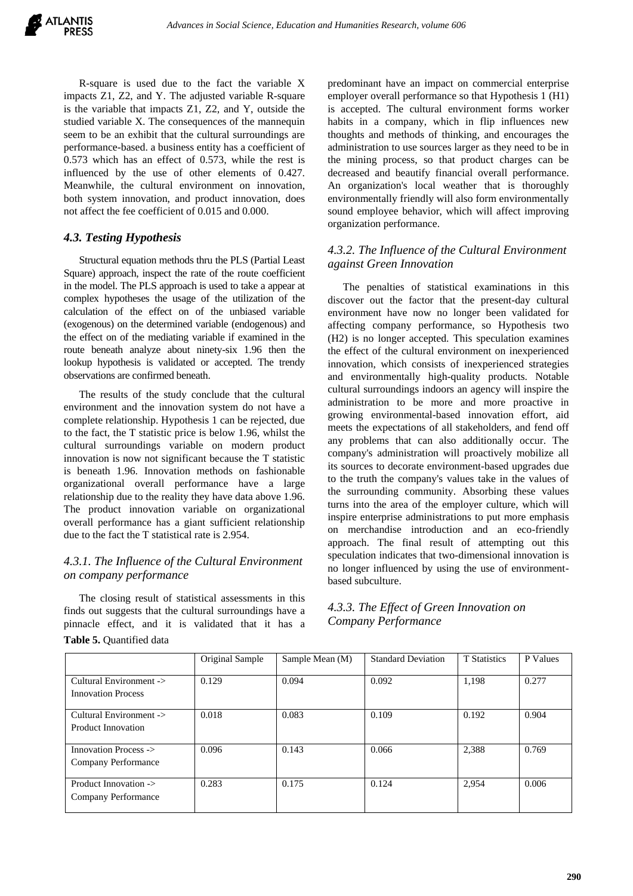R-square is used due to the fact the variable X impacts Z1, Z2, and Y. The adjusted variable R-square is the variable that impacts Z1, Z2, and Y, outside the studied variable X. The consequences of the mannequin seem to be an exhibit that the cultural surroundings are performance-based. a business entity has a coefficient of 0.573 which has an effect of 0.573, while the rest is influenced by the use of other elements of 0.427. Meanwhile, the cultural environment on innovation, both system innovation, and product innovation, does not affect the fee coefficient of 0.015 and 0.000.

### *4.3. Testing Hypothesis*

Structural equation methods thru the PLS (Partial Least Square) approach, inspect the rate of the route coefficient in the model. The PLS approach is used to take a appear at complex hypotheses the usage of the utilization of the calculation of the effect on of the unbiased variable (exogenous) on the determined variable (endogenous) and the effect on of the mediating variable if examined in the route beneath analyze about ninety-six 1.96 then the lookup hypothesis is validated or accepted. The trendy observations are confirmed beneath.

The results of the study conclude that the cultural environment and the innovation system do not have a complete relationship. Hypothesis 1 can be rejected, due to the fact, the T statistic price is below 1.96, whilst the cultural surroundings variable on modern product innovation is now not significant because the T statistic is beneath 1.96. Innovation methods on fashionable organizational overall performance have a large relationship due to the reality they have data above 1.96. The product innovation variable on organizational overall performance has a giant sufficient relationship due to the fact the T statistical rate is 2.954.

#### *4.3.1. The Influence of the Cultural Environment on company performance*

The closing result of statistical assessments in this finds out suggests that the cultural surroundings have a pinnacle effect, and it is validated that it has a predominant have an impact on commercial enterprise employer overall performance so that Hypothesis 1 (H1) is accepted. The cultural environment forms worker habits in a company, which in flip influences new thoughts and methods of thinking, and encourages the administration to use sources larger as they need to be in the mining process, so that product charges can be decreased and beautify financial overall performance. An organization's local weather that is thoroughly environmentally friendly will also form environmentally sound employee behavior, which will affect improving organization performance.

#### *4.3.2. The Influence of the Cultural Environment against Green Innovation*

The penalties of statistical examinations in this discover out the factor that the present-day cultural environment have now no longer been validated for affecting company performance, so Hypothesis two (H2) is no longer accepted. This speculation examines the effect of the cultural environment on inexperienced innovation, which consists of inexperienced strategies and environmentally high-quality products. Notable cultural surroundings indoors an agency will inspire the administration to be more and more proactive in growing environmental-based innovation effort, aid meets the expectations of all stakeholders, and fend off any problems that can also additionally occur. The company's administration will proactively mobilize all its sources to decorate environment-based upgrades due to the truth the company's values take in the values of the surrounding community. Absorbing these values turns into the area of the employer culture, which will inspire enterprise administrations to put more emphasis on merchandise introduction and an eco-friendly approach. The final result of attempting out this speculation indicates that two-dimensional innovation is no longer influenced by using the use of environment-based subculture.

#### *4.3.3. The Effect of Green Innovation on Company Performance*

**Table 5.** Quantified data

| | Original Sample | Sample Mean (M) | Standard Deviation | T Statistics | P Values |
|---|---|---|---|---|---|
| Cultural Environment -> Innovation Process | 0.129 | 0.094 | 0.092 | 1,198 | 0.277 |
| Cultural Environment -> Product Innovation | 0.018 | 0.083 | 0.109 | 0.192 | 0.904 |
| Innovation Process -> Company Performance | 0.096 | 0.143 | 0.066 | 2,388 | 0.769 |
| Product Innovation -> Company Performance | 0.283 | 0.175 | 0.124 | 2,954 | 0.006 |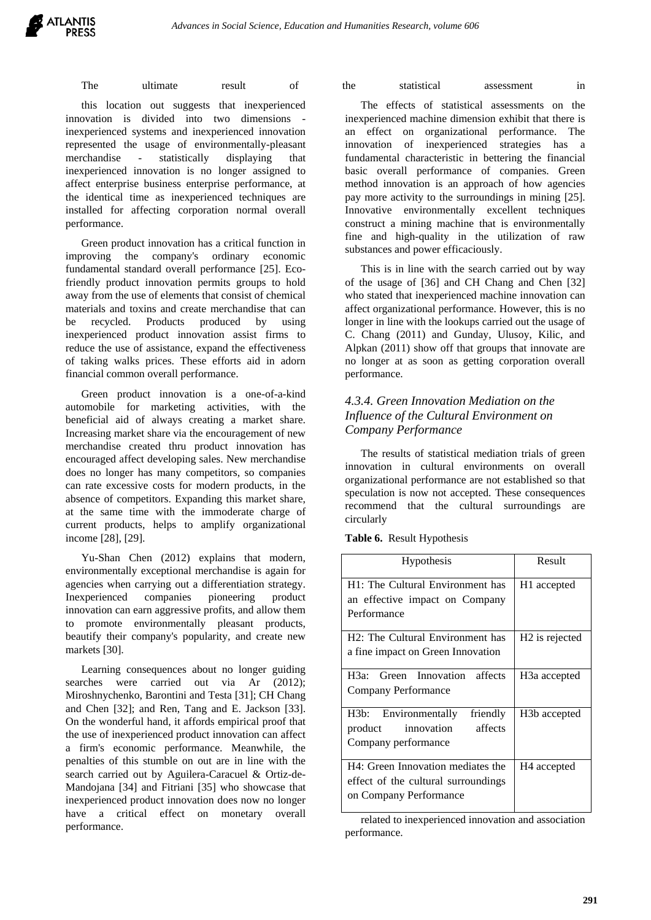The ultimate result of the statistical assessment in this location out suggests that inexperienced innovation is divided into two dimensions - inexperienced systems and inexperienced innovation represented the usage of environmentally-pleasant merchandise - statistically displaying that inexperienced innovation is no longer assigned to affect enterprise business enterprise performance, at the identical time as inexperienced techniques are installed for affecting corporation normal overall performance.

Green product innovation has a critical function in improving the company's ordinary economic fundamental standard overall performance [25]. Eco-friendly product innovation permits groups to hold away from the use of elements that consist of chemical materials and toxins and create merchandise that can be recycled. Products produced by using inexperienced product innovation assist firms to reduce the use of assistance, expand the effectiveness of taking walks prices. These efforts aid in adorn financial common overall performance.

Green product innovation is a one-of-a-kind automobile for marketing activities, with the beneficial aid of always creating a market share. Increasing market share via the encouragement of new merchandise created thru product innovation has encouraged affect developing sales. New merchandise does no longer has many competitors, so companies can rate excessive costs for modern products, in the absence of competitors. Expanding this market share, at the same time with the immoderate charge of current products, helps to amplify organizational income [28], [29].

Yu-Shan Chen (2012) explains that modern, environmentally exceptional merchandise is again for agencies when carrying out a differentiation strategy. Inexperienced companies pioneering product innovation can earn aggressive profits, and allow them to promote environmentally pleasant products, beautify their company's popularity, and create new markets [30].

Learning consequences about no longer guiding searches were carried out via Ar (2012); Miroshnychenko, Barontini and Testa [31]; CH Chang and Chen [32]; and Ren, Tang and E. Jackson [33]. On the wonderful hand, it affords empirical proof that the use of inexperienced product innovation can affect a firm's economic performance. Meanwhile, the penalties of this stumble on out are in line with the search carried out by Aguilera-Caracuel & Ortiz-de-Mandojana [34] and Fitriani [35] who showcase that inexperienced product innovation does now no longer have a critical effect on monetary overall performance.

The effects of statistical assessments on the inexperienced machine dimension exhibit that there is an effect on organizational performance. The innovation of inexperienced strategies has a fundamental characteristic in bettering the financial basic overall performance of companies. Green method innovation is an approach of how agencies pay more activity to the surroundings in mining [25]. Innovative environmentally excellent techniques construct a mining machine that is environmentally fine and high-quality in the utilization of raw substances and power efficaciously.

This is in line with the search carried out by way of the usage of [36] and CH Chang and Chen [32] who stated that inexperienced machine innovation can affect organizational performance. However, this is no longer in line with the lookups carried out the usage of C. Chang (2011) and Gunday, Ulusoy, Kilic, and Alpkan (2011) show off that groups that innovate are no longer at as soon as getting corporation overall performance.

### *4.3.4. Green Innovation Mediation on the Influence of the Cultural Environment on Company Performance*

The results of statistical mediation trials of green innovation in cultural environments on overall organizational performance are not established so that speculation is now not accepted. These consequences recommend that the cultural surroundings are circularly related to inexperienced innovation and association performance.

**Table 6.** Result Hypothesis

| Hypothesis | Result |
|---|---|
| H1: The Cultural Environment has an effective impact on Company Performance | H1 accepted |
| H2: The Cultural Environment has a fine impact on Green Innovation | H2 is rejected |
| H3a: Green Innovation affects Company Performance | H3a accepted |
| H3b: Environmentally friendly product innovation affects Company performance | H3b accepted |
| H4: Green Innovation mediates the effect of the cultural surroundings on Company Performance | H4 accepted |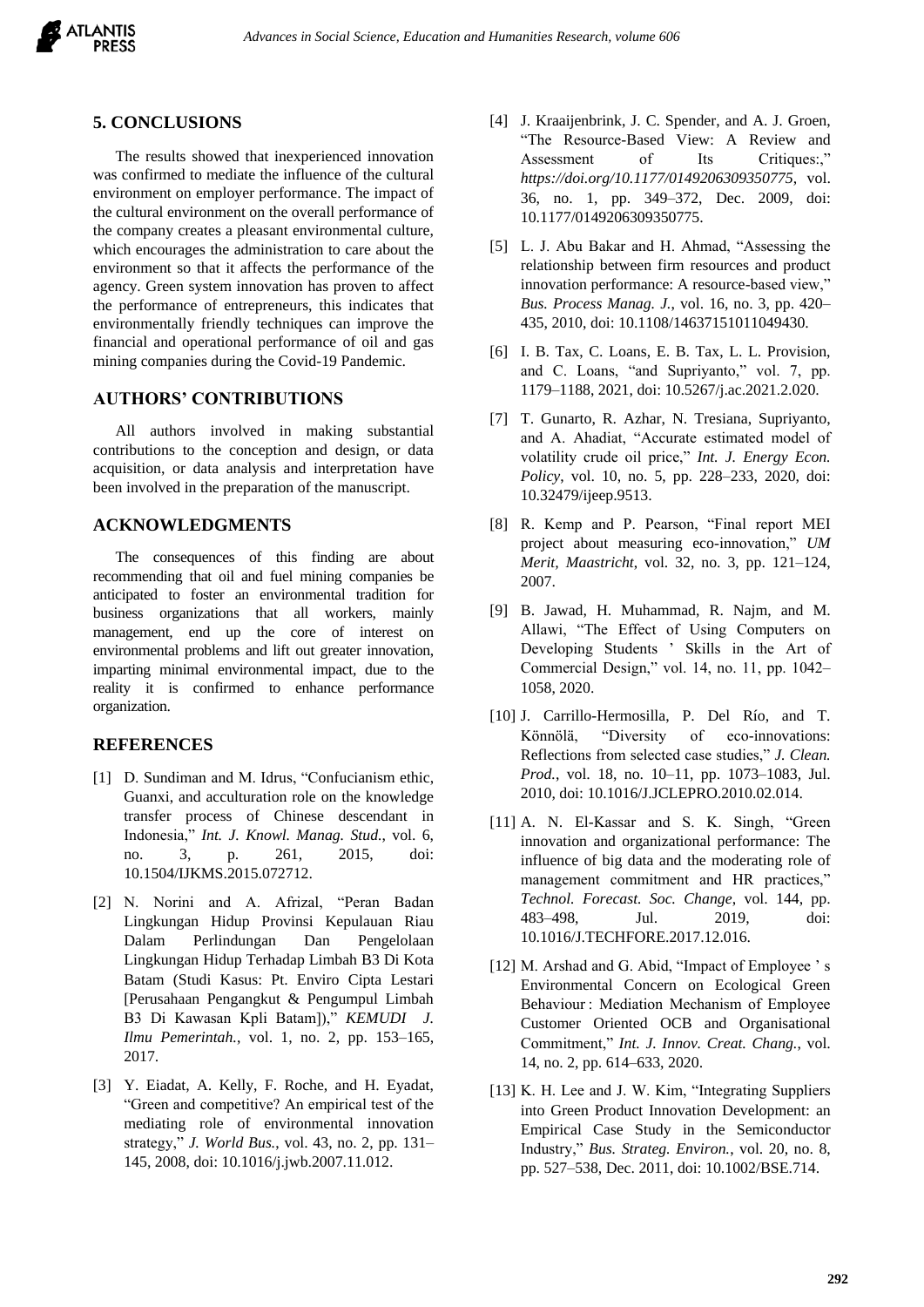## 5. CONCLUSIONS

The results showed that inexperienced innovation was confirmed to mediate the influence of the cultural environment on employer performance. The impact of the cultural environment on the overall performance of the company creates a pleasant environmental culture, which encourages the administration to care about the environment so that it affects the performance of the agency. Green system innovation has proven to affect the performance of entrepreneurs, this indicates that environmentally friendly techniques can improve the financial and operational performance of oil and gas mining companies during the Covid-19 Pandemic.

## AUTHORS' CONTRIBUTIONS

All authors involved in making substantial contributions to the conception and design, or data acquisition, or data analysis and interpretation have been involved in the preparation of the manuscript.

## ACKNOWLEDGMENTS

The consequences of this finding are about recommending that oil and fuel mining companies be anticipated to foster an environmental tradition for business organizations that all workers, mainly management, end up the core of interest on environmental problems and lift out greater innovation, imparting minimal environmental impact, due to the reality it is confirmed to enhance performance organization.

## REFERENCES

[1] D. Sundiman and M. Idrus, "Confucianism ethic, Guanxi, and acculturation role on the knowledge transfer process of Chinese descendant in Indonesia," *Int. J. Knowl. Manag. Stud.*, vol. 6, no. 3, p. 261, 2015, doi: 10.1504/IJKMS.2015.072712.

[2] N. Norini and A. Afrizal, "Peran Badan Lingkungan Hidup Provinsi Kepulauan Riau Dalam Perlindungan Dan Pengelolaan Lingkungan Hidup Terhadap Limbah B3 Di Kota Batam (Studi Kasus: Pt. Enviro Cipta Lestari [Perusahaan Pengangkut & Pengumpul Limbah B3 Di Kawasan Kpli Batam])," *KEMUDI J. Ilmu Pemerintah.*, vol. 1, no. 2, pp. 153–165, 2017.

[3] Y. Eiadat, A. Kelly, F. Roche, and H. Eyadat, "Green and competitive? An empirical test of the mediating role of environmental innovation strategy," *J. World Bus.*, vol. 43, no. 2, pp. 131–145, 2008, doi: 10.1016/j.jwb.2007.11.012.

[4] J. Kraaijenbrink, J. C. Spender, and A. J. Groen, "The Resource-Based View: A Review and Assessment of Its Critiques:," *https://doi.org/10.1177/0149206309350775*, vol. 36, no. 1, pp. 349–372, Dec. 2009, doi: 10.1177/0149206309350775.

[5] L. J. Abu Bakar and H. Ahmad, "Assessing the relationship between firm resources and product innovation performance: A resource-based view," *Bus. Process Manag. J.*, vol. 16, no. 3, pp. 420–435, 2010, doi: 10.1108/14637151011049430.

[6] I. B. Tax, C. Loans, E. B. Tax, L. L. Provision, and C. Loans, "and Supriyanto," vol. 7, pp. 1179–1188, 2021, doi: 10.5267/j.ac.2021.2.020.

[7] T. Gunarto, R. Azhar, N. Tresiana, Supriyanto, and A. Ahadiat, "Accurate estimated model of volatility crude oil price," *Int. J. Energy Econ. Policy*, vol. 10, no. 5, pp. 228–233, 2020, doi: 10.32479/ijeep.9513.

[8] R. Kemp and P. Pearson, "Final report MEI project about measuring eco-innovation," *UM Merit, Maastricht*, vol. 32, no. 3, pp. 121–124, 2007.

[9] B. Jawad, H. Muhammad, R. Najm, and M. Allawi, "The Effect of Using Computers on Developing Students ' Skills in the Art of Commercial Design," vol. 14, no. 11, pp. 1042–1058, 2020.

[10] J. Carrillo-Hermosilla, P. Del Río, and T. Könnölä, "Diversity of eco-innovations: Reflections from selected case studies," *J. Clean. Prod.*, vol. 18, no. 10–11, pp. 1073–1083, Jul. 2010, doi: 10.1016/J.JCLEPRO.2010.02.014.

[11] A. N. El-Kassar and S. K. Singh, "Green innovation and organizational performance: The influence of big data and the moderating role of management commitment and HR practices," *Technol. Forecast. Soc. Change*, vol. 144, pp. 483–498, Jul. 2019, doi: 10.1016/J.TECHFORE.2017.12.016.

[12] M. Arshad and G. Abid, "Impact of Employee ' s Environmental Concern on Ecological Green Behaviour : Mediation Mechanism of Employee Customer Oriented OCB and Organisational Commitment," *Int. J. Innov. Creat. Chang.*, vol. 14, no. 2, pp. 614–633, 2020.

[13] K. H. Lee and J. W. Kim, "Integrating Suppliers into Green Product Innovation Development: an Empirical Case Study in the Semiconductor Industry," *Bus. Strateg. Environ.*, vol. 20, no. 8, pp. 527–538, Dec. 2011, doi: 10.1002/BSE.714.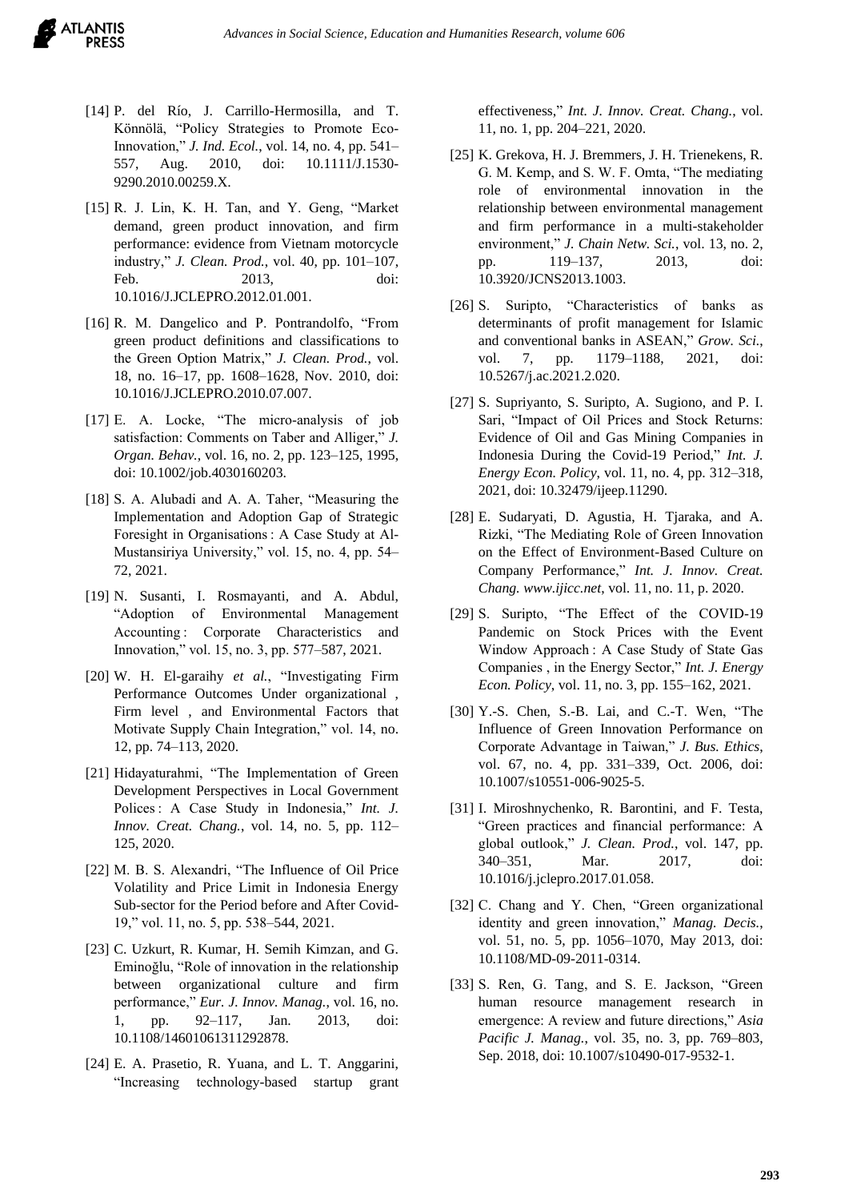[14] P. del Río, J. Carrillo-Hermosilla, and T. Könnölä, "Policy Strategies to Promote Eco-Innovation," *J. Ind. Ecol.*, vol. 14, no. 4, pp. 541–557, Aug. 2010, doi: 10.1111/J.1530-9290.2010.00259.X.

[15] R. J. Lin, K. H. Tan, and Y. Geng, "Market demand, green product innovation, and firm performance: evidence from Vietnam motorcycle industry," *J. Clean. Prod.*, vol. 40, pp. 101–107, Feb. 2013, doi: 10.1016/J.JCLEPRO.2012.01.001.

[16] R. M. Dangelico and P. Pontrandolfo, "From green product definitions and classifications to the Green Option Matrix," *J. Clean. Prod.*, vol. 18, no. 16–17, pp. 1608–1628, Nov. 2010, doi: 10.1016/J.JCLEPRO.2010.07.007.

[17] E. A. Locke, "The micro-analysis of job satisfaction: Comments on Taber and Alliger," *J. Organ. Behav.*, vol. 16, no. 2, pp. 123–125, 1995, doi: 10.1002/job.4030160203.

[18] S. A. Alubadi and A. A. Taher, "Measuring the Implementation and Adoption Gap of Strategic Foresight in Organisations : A Case Study at Al-Mustansiriya University," vol. 15, no. 4, pp. 54–72, 2021.

[19] N. Susanti, I. Rosmayanti, and A. Abdul, "Adoption of Environmental Management Accounting : Corporate Characteristics and Innovation," vol. 15, no. 3, pp. 577–587, 2021.

[20] W. H. El-garaihy *et al.*, "Investigating Firm Performance Outcomes Under organizational , Firm level , and Environmental Factors that Motivate Supply Chain Integration," vol. 14, no. 12, pp. 74–113, 2020.

[21] Hidayaturahmi, "The Implementation of Green Development Perspectives in Local Government Polices : A Case Study in Indonesia," *Int. J. Innov. Creat. Chang.*, vol. 14, no. 5, pp. 112–125, 2020.

[22] M. B. S. Alexandri, "The Influence of Oil Price Volatility and Price Limit in Indonesia Energy Sub-sector for the Period before and After Covid-19," vol. 11, no. 5, pp. 538–544, 2021.

[23] C. Uzkurt, R. Kumar, H. Semih Kimzan, and G. Eminoğlu, "Role of innovation in the relationship between organizational culture and firm performance," *Eur. J. Innov. Manag.*, vol. 16, no. 1, pp. 92–117, Jan. 2013, doi: 10.1108/14601061311292878.

[24] E. A. Prasetio, R. Yuana, and L. T. Anggarini, "Increasing technology-based startup grant effectiveness," *Int. J. Innov. Creat. Chang.*, vol. 11, no. 1, pp. 204–221, 2020.

[25] K. Grekova, H. J. Bremmers, J. H. Trienekens, R. G. M. Kemp, and S. W. F. Omta, "The mediating role of environmental innovation in the relationship between environmental management and firm performance in a multi-stakeholder environment," *J. Chain Netw. Sci.*, vol. 13, no. 2, pp. 119–137, 2013, doi: 10.3920/JCNS2013.1003.

[26] S. Suripto, "Characteristics of banks as determinants of profit management for Islamic and conventional banks in ASEAN," *Grow. Sci.*, vol. 7, pp. 1179–1188, 2021, doi: 10.5267/j.ac.2021.2.020.

[27] S. Supriyanto, S. Suripto, A. Sugiono, and P. I. Sari, "Impact of Oil Prices and Stock Returns: Evidence of Oil and Gas Mining Companies in Indonesia During the Covid-19 Period," *Int. J. Energy Econ. Policy*, vol. 11, no. 4, pp. 312–318, 2021, doi: 10.32479/ijeep.11290.

[28] E. Sudaryati, D. Agustia, H. Tjaraka, and A. Rizki, "The Mediating Role of Green Innovation on the Effect of Environment-Based Culture on Company Performance," *Int. J. Innov. Creat. Chang. www.ijicc.net*, vol. 11, no. 11, p. 2020.

[29] S. Suripto, "The Effect of the COVID-19 Pandemic on Stock Prices with the Event Window Approach : A Case Study of State Gas Companies , in the Energy Sector," *Int. J. Energy Econ. Policy*, vol. 11, no. 3, pp. 155–162, 2021.

[30] Y.-S. Chen, S.-B. Lai, and C.-T. Wen, "The Influence of Green Innovation Performance on Corporate Advantage in Taiwan," *J. Bus. Ethics*, vol. 67, no. 4, pp. 331–339, Oct. 2006, doi: 10.1007/s10551-006-9025-5.

[31] I. Miroshnychenko, R. Barontini, and F. Testa, "Green practices and financial performance: A global outlook," *J. Clean. Prod.*, vol. 147, pp. 340–351, Mar. 2017, doi: 10.1016/j.jclepro.2017.01.058.

[32] C. Chang and Y. Chen, "Green organizational identity and green innovation," *Manag. Decis.*, vol. 51, no. 5, pp. 1056–1070, May 2013, doi: 10.1108/MD-09-2011-0314.

[33] S. Ren, G. Tang, and S. E. Jackson, "Green human resource management research in emergence: A review and future directions," *Asia Pacific J. Manag.*, vol. 35, no. 3, pp. 769–803, Sep. 2018, doi: 10.1007/s10490-017-9532-1.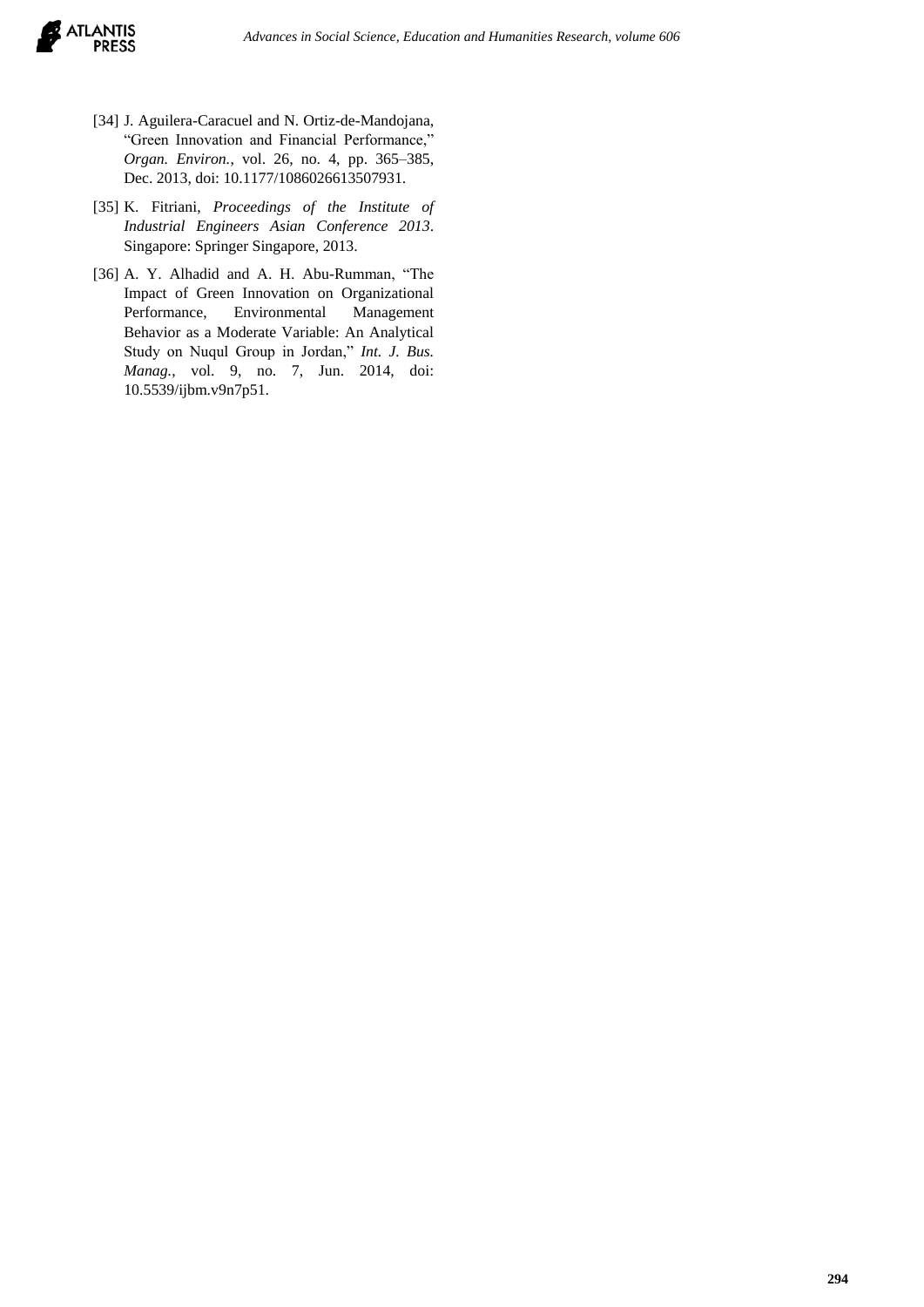[34] J. Aguilera-Caracuel and N. Ortiz-de-Mandojana, "Green Innovation and Financial Performance," *Organ. Environ.*, vol. 26, no. 4, pp. 365–385, Dec. 2013, doi: 10.1177/1086026613507931.

[35] K. Fitriani, *Proceedings of the Institute of Industrial Engineers Asian Conference 2013*. Singapore: Springer Singapore, 2013.

[36] A. Y. Alhadid and A. H. Abu-Rumman, "The Impact of Green Innovation on Organizational Performance, Environmental Management Behavior as a Moderate Variable: An Analytical Study on Nuqul Group in Jordan," *Int. J. Bus. Manag.*, vol. 9, no. 7, Jun. 2014, doi: 10.5539/ijbm.v9n7p51.